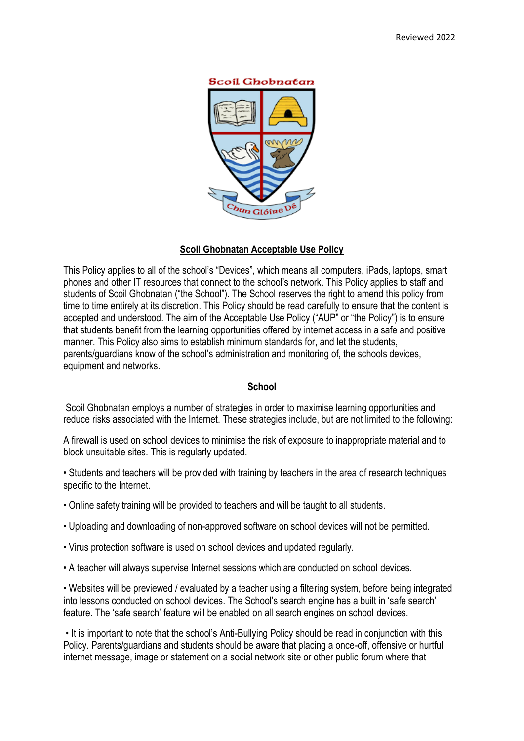Reviewed 2022

Scoil Ghobnatan

Chun Glóire Dé

## Scoil Ghobnatan Acceptable Use Policy

This Policy applies to all of the school's "Devices", which means all computers, iPads, laptops, smart phones and other IT resources that connect to the school's network. This Policy applies to staff and students of Scoil Ghobnatan ("the School"). The School reserves the right to amend this policy from time to time entirely at its discretion. This Policy should be read carefully to ensure that the content is accepted and understood. The aim of the Acceptable Use Policy ("AUP" or "the Policy") is to ensure that students benefit from the learning opportunities offered by internet access in a safe and positive manner. This Policy also aims to establish minimum standards for, and let the students, parents/guardians know of the school's administration and monitoring of, the schools devices, equipment and networks.

### School

Scoil Ghobnatan employs a number of strategies in order to maximise learning opportunities and reduce risks associated with the Internet. These strategies include, but are not limited to the following:

A firewall is used on school devices to minimise the risk of exposure to inappropriate material and to block unsuitable sites. This is regularly updated.

- Students and teachers will be provided with training by teachers in the area of research techniques specific to the Internet.
- Online safety training will be provided to teachers and will be taught to all students.
- Uploading and downloading of non-approved software on school devices will not be permitted.
- Virus protection software is used on school devices and updated regularly.
- A teacher will always supervise Internet sessions which are conducted on school devices.
- Websites will be previewed / evaluated by a teacher using a filtering system, before being integrated into lessons conducted on school devices. The School's search engine has a built in 'safe search' feature. The 'safe search' feature will be enabled on all search engines on school devices.
- It is important to note that the school's Anti-Bullying Policy should be read in conjunction with this Policy. Parents/guardians and students should be aware that placing a once-off, offensive or hurtful internet message, image or statement on a social network site or other public forum where that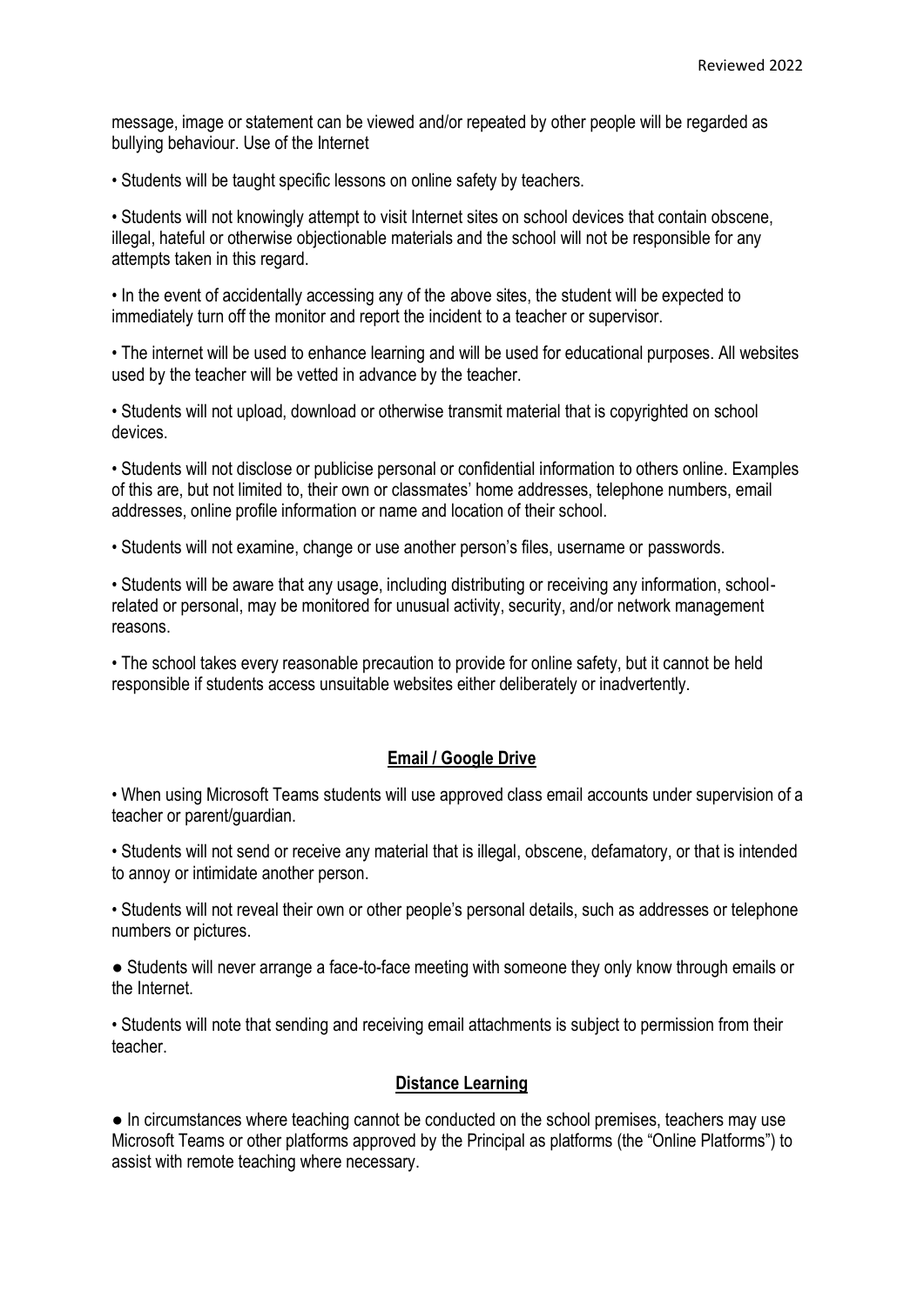message, image or statement can be viewed and/or repeated by other people will be regarded as bullying behaviour. Use of the Internet

- Students will be taught specific lessons on online safety by teachers.

- Students will not knowingly attempt to visit Internet sites on school devices that contain obscene, illegal, hateful or otherwise objectionable materials and the school will not be responsible for any attempts taken in this regard.

- In the event of accidentally accessing any of the above sites, the student will be expected to immediately turn off the monitor and report the incident to a teacher or supervisor.

- The internet will be used to enhance learning and will be used for educational purposes. All websites used by the teacher will be vetted in advance by the teacher.

- Students will not upload, download or otherwise transmit material that is copyrighted on school devices.

- Students will not disclose or publicise personal or confidential information to others online. Examples of this are, but not limited to, their own or classmates' home addresses, telephone numbers, email addresses, online profile information or name and location of their school.

- Students will not examine, change or use another person's files, username or passwords.

- Students will be aware that any usage, including distributing or receiving any information, school-related or personal, may be monitored for unusual activity, security, and/or network management reasons.

- The school takes every reasonable precaution to provide for online safety, but it cannot be held responsible if students access unsuitable websites either deliberately or inadvertently.

## **Email / Google Drive**

- When using Microsoft Teams students will use approved class email accounts under supervision of a teacher or parent/guardian.

- Students will not send or receive any material that is illegal, obscene, defamatory, or that is intended to annoy or intimidate another person.

- Students will not reveal their own or other people's personal details, such as addresses or telephone numbers or pictures.

- Students will never arrange a face-to-face meeting with someone they only know through emails or the Internet.

- Students will note that sending and receiving email attachments is subject to permission from their teacher.

## **Distance Learning**

- In circumstances where teaching cannot be conducted on the school premises, teachers may use Microsoft Teams or other platforms approved by the Principal as platforms (the "Online Platforms") to assist with remote teaching where necessary.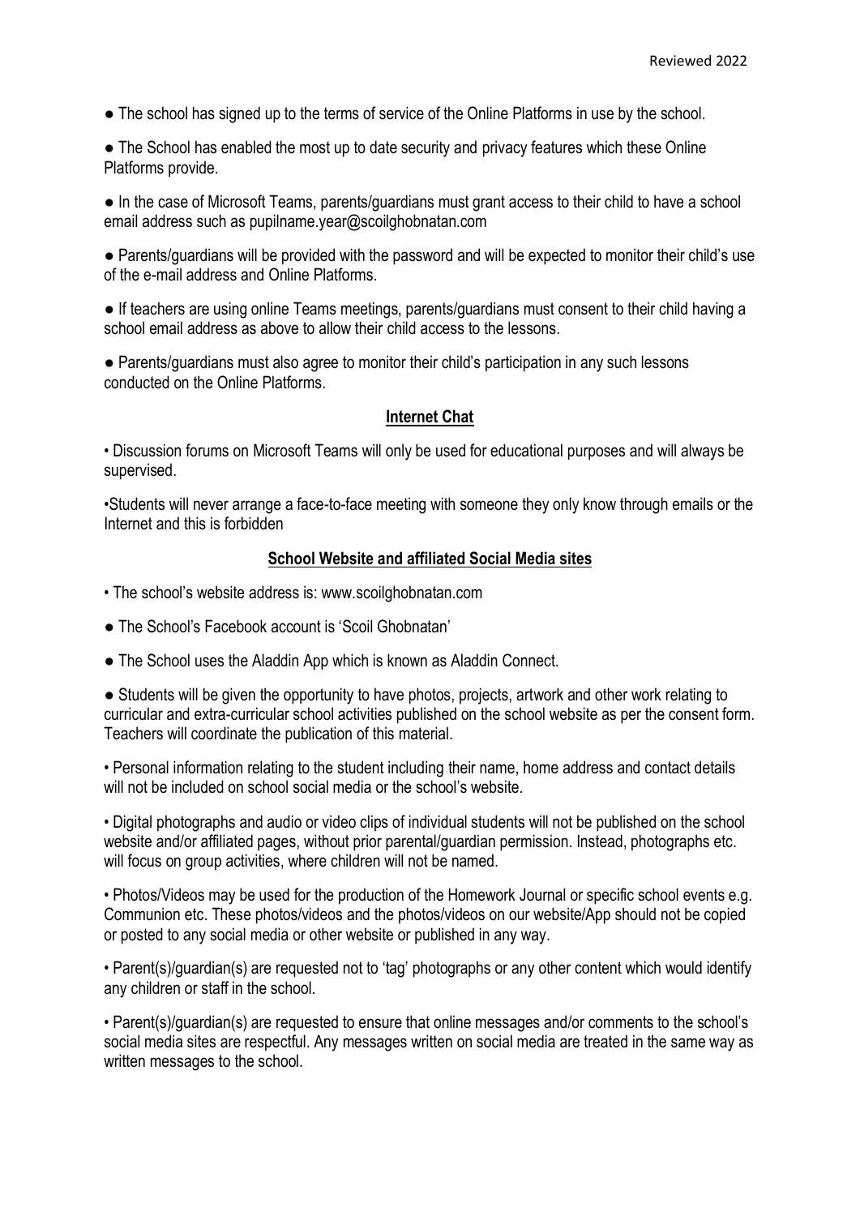- The school has signed up to the terms of service of the Online Platforms in use by the school.

- The School has enabled the most up to date security and privacy features which these Online Platforms provide.

- In the case of Microsoft Teams, parents/guardians must grant access to their child to have a school email address such as pupilname.year@scoilghobnatan.com

- Parents/guardians will be provided with the password and will be expected to monitor their child's use of the e-mail address and Online Platforms.

- If teachers are using online Teams meetings, parents/guardians must consent to their child having a school email address as above to allow their child access to the lessons.

- Parents/guardians must also agree to monitor their child's participation in any such lessons conducted on the Online Platforms.

## Internet Chat

- Discussion forums on Microsoft Teams will only be used for educational purposes and will always be supervised.

- Students will never arrange a face-to-face meeting with someone they only know through emails or the Internet and this is forbidden

## School Website and affiliated Social Media sites

- The school's website address is: www.scoilghobnatan.com

- The School's Facebook account is 'Scoil Ghobnatan'

- The School uses the Aladdin App which is known as Aladdin Connect.

- Students will be given the opportunity to have photos, projects, artwork and other work relating to curricular and extra-curricular school activities published on the school website as per the consent form. Teachers will coordinate the publication of this material.

- Personal information relating to the student including their name, home address and contact details will not be included on school social media or the school's website.

- Digital photographs and audio or video clips of individual students will not be published on the school website and/or affiliated pages, without prior parental/guardian permission. Instead, photographs etc. will focus on group activities, where children will not be named.

- Photos/Videos may be used for the production of the Homework Journal or specific school events e.g. Communion etc. These photos/videos and the photos/videos on our website/App should not be copied or posted to any social media or other website or published in any way.

- Parent(s)/guardian(s) are requested not to 'tag' photographs or any other content which would identify any children or staff in the school.

- Parent(s)/guardian(s) are requested to ensure that online messages and/or comments to the school's social media sites are respectful. Any messages written on social media are treated in the same way as written messages to the school.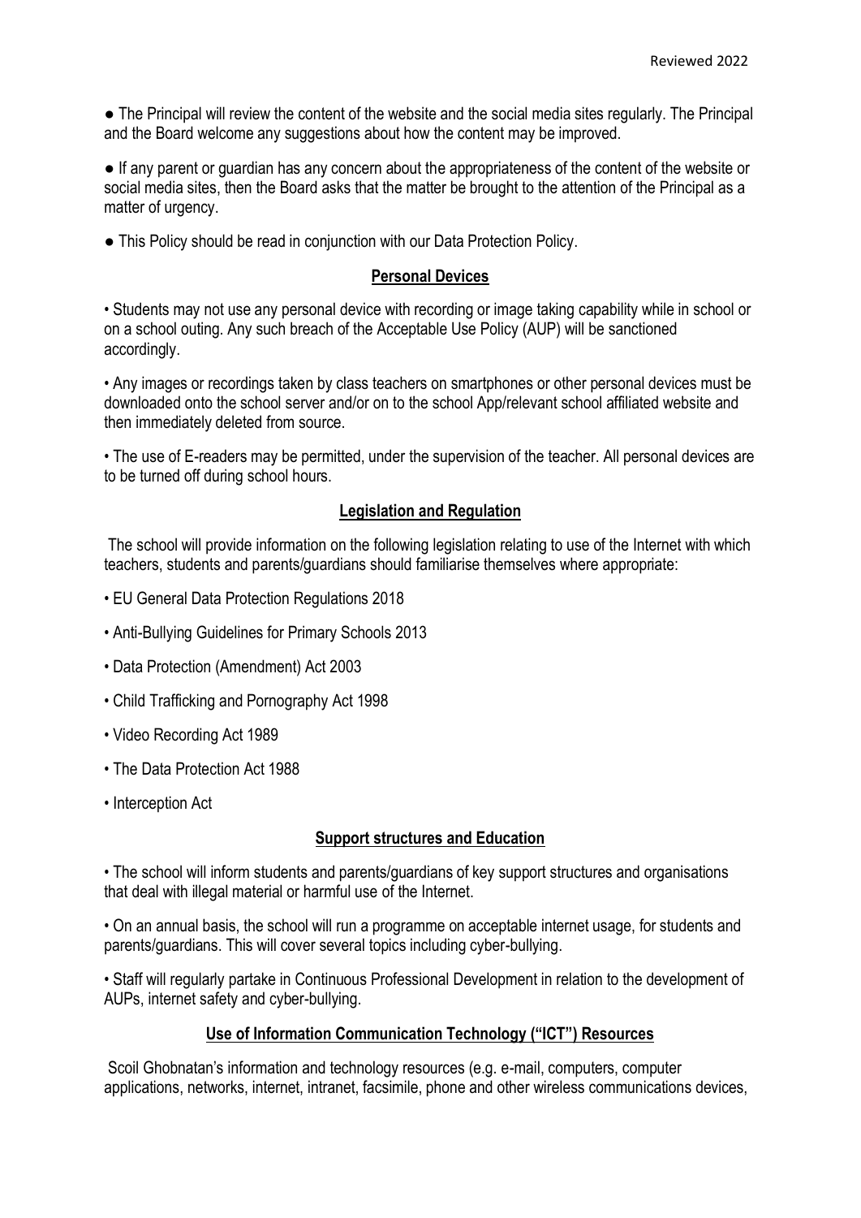● The Principal will review the content of the website and the social media sites regularly. The Principal and the Board welcome any suggestions about how the content may be improved.

● If any parent or guardian has any concern about the appropriateness of the content of the website or social media sites, then the Board asks that the matter be brought to the attention of the Principal as a matter of urgency.

● This Policy should be read in conjunction with our Data Protection Policy.

## **Personal Devices**

• Students may not use any personal device with recording or image taking capability while in school or on a school outing. Any such breach of the Acceptable Use Policy (AUP) will be sanctioned accordingly.

• Any images or recordings taken by class teachers on smartphones or other personal devices must be downloaded onto the school server and/or on to the school App/relevant school affiliated website and then immediately deleted from source.

• The use of E-readers may be permitted, under the supervision of the teacher. All personal devices are to be turned off during school hours.

## **Legislation and Regulation**

The school will provide information on the following legislation relating to use of the Internet with which teachers, students and parents/guardians should familiarise themselves where appropriate:

- EU General Data Protection Regulations 2018
- Anti-Bullying Guidelines for Primary Schools 2013
- Data Protection (Amendment) Act 2003
- Child Trafficking and Pornography Act 1998
- Video Recording Act 1989
- The Data Protection Act 1988
- Interception Act

## **Support structures and Education**

• The school will inform students and parents/guardians of key support structures and organisations that deal with illegal material or harmful use of the Internet.

• On an annual basis, the school will run a programme on acceptable internet usage, for students and parents/guardians. This will cover several topics including cyber-bullying.

• Staff will regularly partake in Continuous Professional Development in relation to the development of AUPs, internet safety and cyber-bullying.

## **Use of Information Communication Technology ("ICT") Resources**

Scoil Ghobnatan's information and technology resources (e.g. e-mail, computers, computer applications, networks, internet, intranet, facsimile, phone and other wireless communications devices,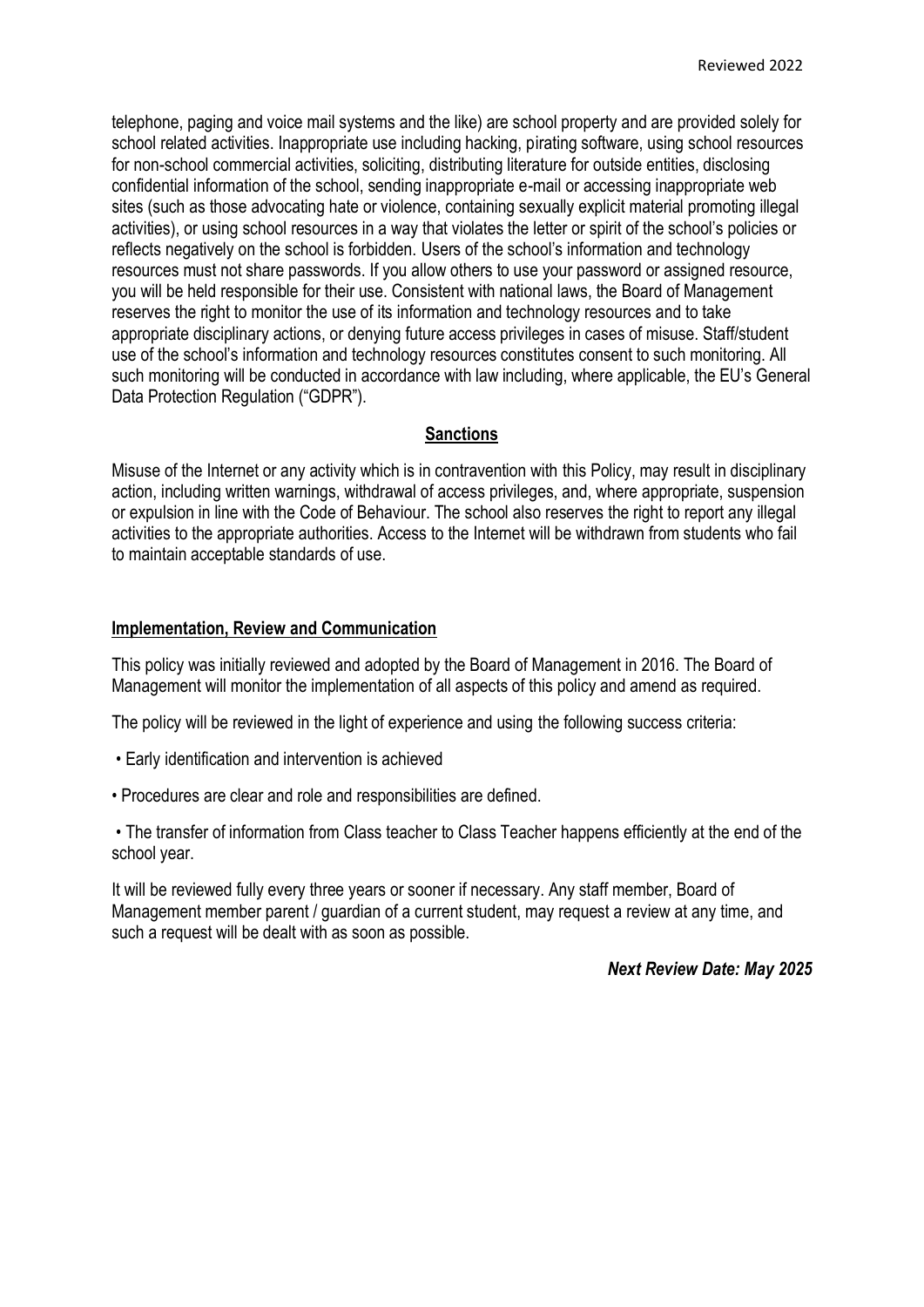telephone, paging and voice mail systems and the like) are school property and are provided solely for school related activities. Inappropriate use including hacking, pirating software, using school resources for non-school commercial activities, soliciting, distributing literature for outside entities, disclosing confidential information of the school, sending inappropriate e-mail or accessing inappropriate web sites (such as those advocating hate or violence, containing sexually explicit material promoting illegal activities), or using school resources in a way that violates the letter or spirit of the school's policies or reflects negatively on the school is forbidden. Users of the school's information and technology resources must not share passwords. If you allow others to use your password or assigned resource, you will be held responsible for their use. Consistent with national laws, the Board of Management reserves the right to monitor the use of its information and technology resources and to take appropriate disciplinary actions, or denying future access privileges in cases of misuse. Staff/student use of the school's information and technology resources constitutes consent to such monitoring. All such monitoring will be conducted in accordance with law including, where applicable, the EU's General Data Protection Regulation ("GDPR").

## Sanctions

Misuse of the Internet or any activity which is in contravention with this Policy, may result in disciplinary action, including written warnings, withdrawal of access privileges, and, where appropriate, suspension or expulsion in line with the Code of Behaviour. The school also reserves the right to report any illegal activities to the appropriate authorities. Access to the Internet will be withdrawn from students who fail to maintain acceptable standards of use.

## Implementation, Review and Communication

This policy was initially reviewed and adopted by the Board of Management in 2016. The Board of Management will monitor the implementation of all aspects of this policy and amend as required.

The policy will be reviewed in the light of experience and using the following success criteria:

- Early identification and intervention is achieved
- Procedures are clear and role and responsibilities are defined.
- The transfer of information from Class teacher to Class Teacher happens efficiently at the end of the school year.

It will be reviewed fully every three years or sooner if necessary. Any staff member, Board of Management member parent / guardian of a current student, may request a review at any time, and such a request will be dealt with as soon as possible.

***Next Review Date: May 2025***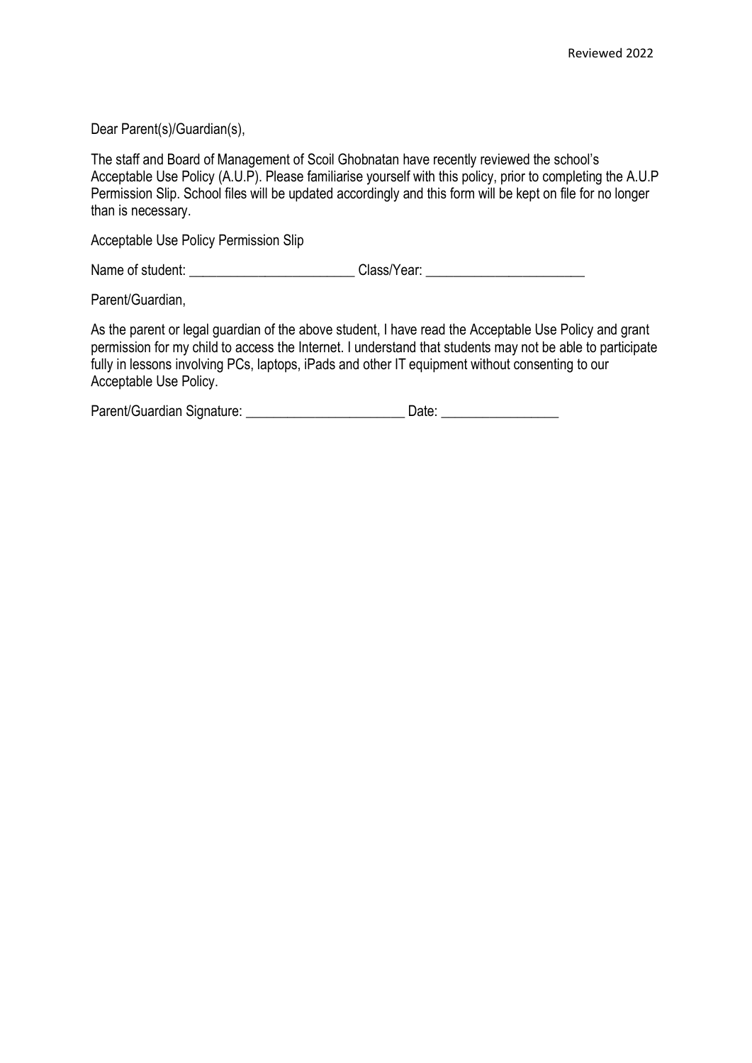Reviewed 2022

Dear Parent(s)/Guardian(s),

The staff and Board of Management of Scoil Ghobnatan have recently reviewed the school's Acceptable Use Policy (A.U.P). Please familiarise yourself with this policy, prior to completing the A.U.P Permission Slip. School files will be updated accordingly and this form will be kept on file for no longer than is necessary.

Acceptable Use Policy Permission Slip

Name of student: _______________________ Class/Year: ______________________

Parent/Guardian,

As the parent or legal guardian of the above student, I have read the Acceptable Use Policy and grant permission for my child to access the Internet. I understand that students may not be able to participate fully in lessons involving PCs, laptops, iPads and other IT equipment without consenting to our Acceptable Use Policy.

Parent/Guardian Signature: ______________________ Date: ________________